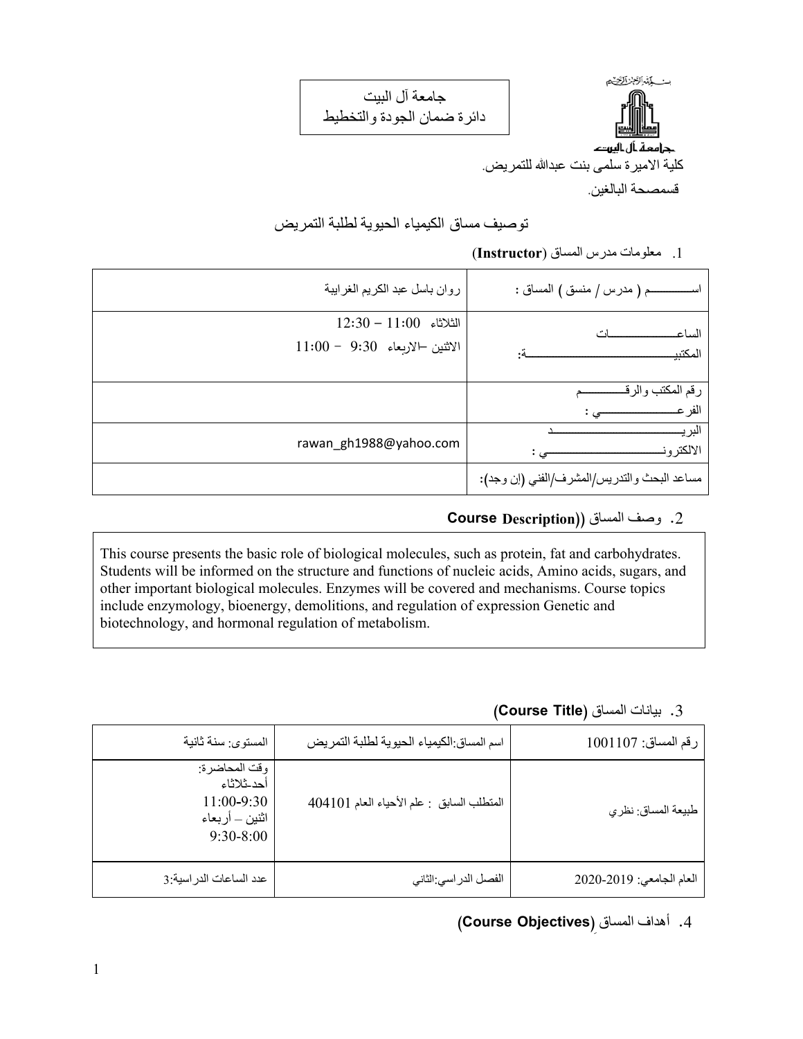جامعة آل البيت
دائرة ضمان الجودة والتخطيط

جامعة آل البيت

كلية الاميرة سلمى بنت عبدالله للتمريض.

قسمصحة البالغين.

## توصيف مساق الكيمياء الحيوية لطلبة التمريض

1. معلومات مدرس المساق (**Instructor**)

| اســــــــم ( مدرس / منسق ) المساق : | روان باسل عبد الكريم الغرايبة |
|---|---|
| الساعــــــــــــات المكتبيـــــــــــــــــــــة: | الثلاثاء 11:00 – 12:30<br>الاثنين –الاربعاء 9:30 – 11:00 |
| رقم المكتب والرقــــــــم الفرعـــــــــــي : | |
| البريـــــــــــــــــد الالكترونـــــــــــــــي : | rawan_gh1988@yahoo.com |
| مساعد البحث والتدريس/المشرف/الفني (إن وجد): | |

2. وصف المساق (**Course Description**)

This course presents the basic role of biological molecules, such as protein, fat and carbohydrates. Students will be informed on the structure and functions of nucleic acids, Amino acids, sugars, and other important biological molecules. Enzymes will be covered and mechanisms. Course topics include enzymology, bioenergy, demolitions, and regulation of expression Genetic and biotechnology, and hormonal regulation of metabolism.

3. بيانات المساق (**Course Title**)

| رقم المساق: 1001107 | اسم المساق:الكيمياء الحيوية لطلبة التمريض | المستوى: سنة ثانية |
|---|---|---|
| طبيعة المساق: نظري | المتطلب السابق : علم الأحياء العام 404101 | وقت المحاضرة:<br>أحد-ثلاثاء<br>11:00-9:30<br>اثنين – أربعاء<br>9:30-8:00 |
| العام الجامعي: 2019-2020 | الفصل الدراسي:الثاني | عدد الساعات الدراسية:3 |

4. أهداف المساق (**Course Objectives**)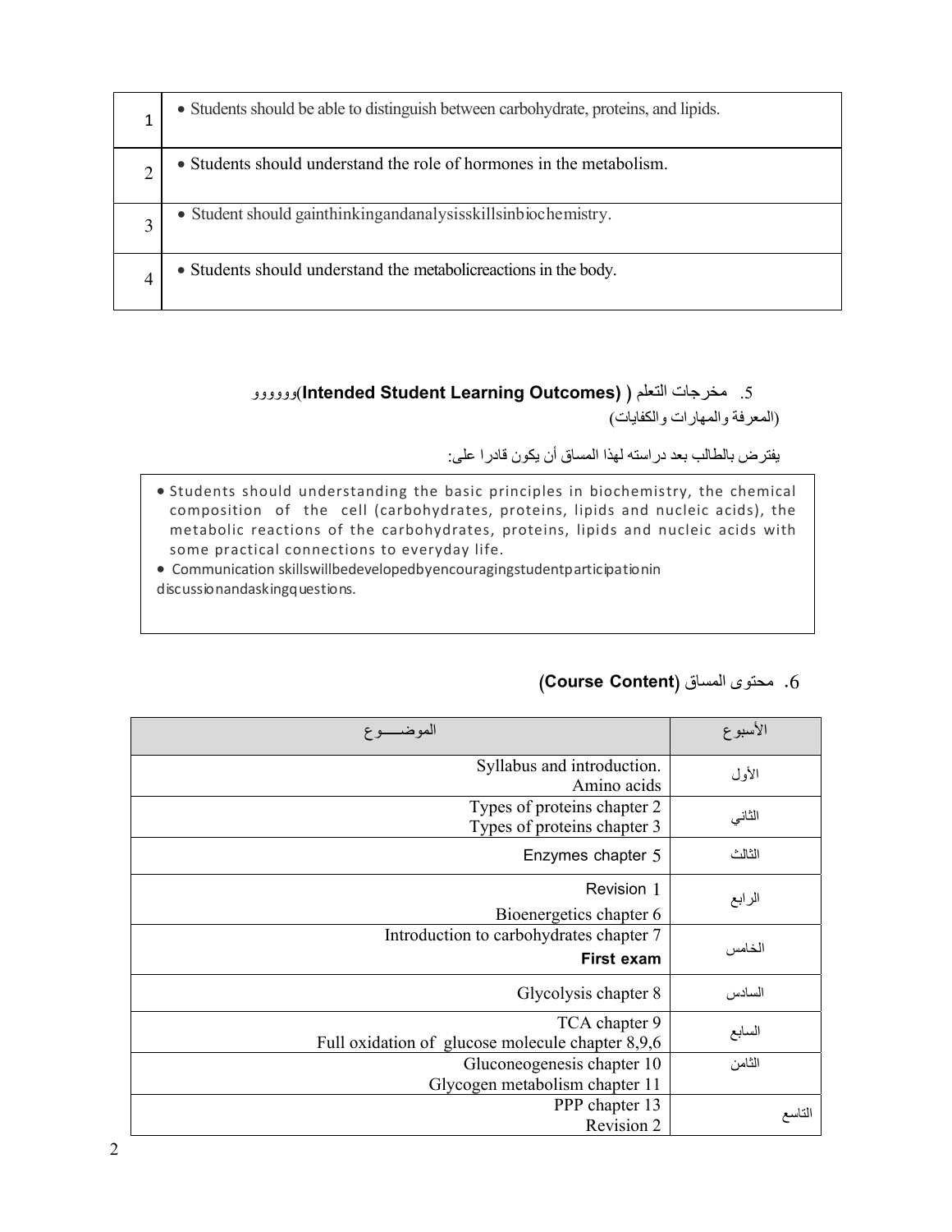| | |
|---|---|
| 1 | • Students should be able to distinguish between carbohydrate, proteins, and lipids. |
| 2 | • Students should understand the role of hormones in the metabolism. |
| 3 | • Student should gainthinkingandanalysisskillsinbiochemistry. |
| 4 | • Students should understand the metabolicreactions in the body. |

5. مخرجات التعلم ( **Intended Student Learning Outcomes**)ووووو
(المعرفة والمهارات والكفايات)

يفترض بالطالب بعد دراسته لهذا المساق أن يكون قادرا على:

- Students should understanding the basic principles in biochemistry, the chemical composition of the cell (carbohydrates, proteins, lipids and nucleic acids), the metabolic reactions of the carbohydrates, proteins, lipids and nucleic acids with some practical connections to everyday life.
- Communication skillswillbedevelopedbyencouragingstudentparticipationin discussionandaskingquestions.

6. محتوى المساق (**Course Content**)

| الموضـــــوع | الأسبوع |
|---|---|
| Syllabus and introduction.<br>Amino acids | الأول |
| Types of proteins chapter 2<br>Types of proteins chapter 3 | الثاني |
| Enzymes chapter 5 | الثالث |
| Revision 1<br>Bioenergetics chapter 6 | الرابع |
| Introduction to carbohydrates chapter 7<br>**First exam** | الخامس |
| Glycolysis chapter 8 | السادس |
| TCA chapter 9<br>Full oxidation of glucose molecule chapter 8,9,6 | السابع |
| Gluconeogenesis chapter 10<br>Glycogen metabolism chapter 11 | الثامن |
| PPP chapter 13<br>Revision 2 | التاسع |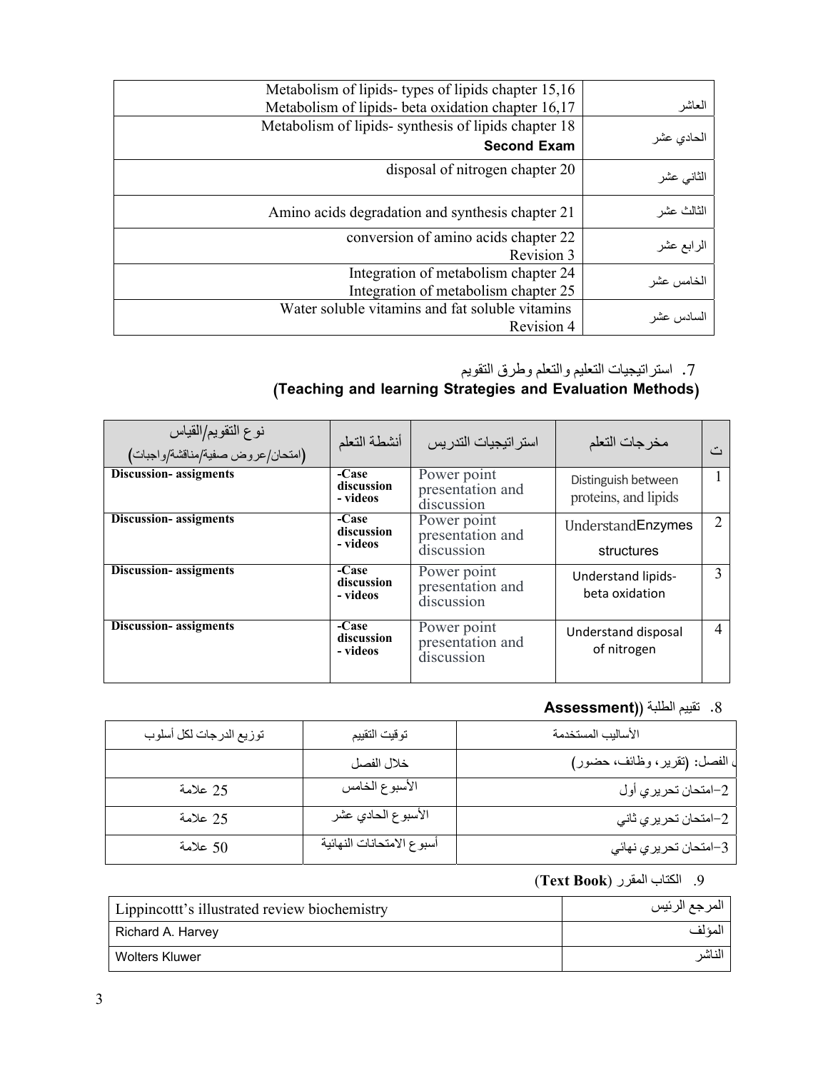| | |
|---|---|
| Metabolism of lipids- types of lipids chapter 15,16<br>Metabolism of lipids- beta oxidation chapter 16,17 | العاشر |
| Metabolism of lipids- synthesis of lipids chapter 18<br>**Second Exam** | الحادي عشر |
| disposal of nitrogen chapter 20 | الثاني عشر |
| Amino acids degradation and synthesis chapter 21 | الثالث عشر |
| conversion of amino acids chapter 22<br>Revision 3 | الرابع عشر |
| Integration of metabolism chapter 24<br>Integration of metabolism chapter 25 | الخامس عشر |
| Water soluble vitamins and fat soluble vitamins<br>Revision 4 | السادس عشر |

## 7. استراتيجيات التعليم والتعلم وطرق التقويم
## (Teaching and learning Strategies and Evaluation Methods)

| نوع التقويم/القياس (امتحان/عروض صفية/مناقشة/واجبات) | أنشطة التعلم | استراتيجيات التدريس | مخرجات التعلم | ت |
|---|---|---|---|---|
| **Discussion- assigments** | **-Case discussion - videos** | Power point presentation and discussion | Distinguish between proteins, and lipids | 1 |
| **Discussion- assigments** | **-Case discussion - videos** | Power point presentation and discussion | UnderstandEnzymes structures | 2 |
| **Discussion- assigments** | **-Case discussion - videos** | Power point presentation and discussion | Understand lipids- beta oxidation | 3 |
| **Discussion- assigments** | **-Case discussion - videos** | Power point presentation and discussion | Understand disposal of nitrogen | 4 |

## 8. تقييم الطلبة **(Assessment)**

| توزيع الدرجات لكل أسلوب | توقيت التقييم | الأساليب المستخدمة |
|---|---|---|
| | خلال الفصل | ل الفصل: (تقرير، وظائف، حضور) |
| 25 علامة | الأسبوع الخامس | 2-امتحان تحريري أول |
| 25 علامة | الأسبوع الحادي عشر | 2-امتحان تحريري ثاني |
| 50 علامة | أسبوع الامتحانات النهائية | 3-امتحان تحريري نهائي |

## 9. الكتاب المقرر (**Text Book**)

| | |
|---|---|
| Lippincottt's illustrated review biochemistry | المرجع الرئيس |
| Richard A. Harvey | المؤلف |
| Wolters Kluwer | الناشر |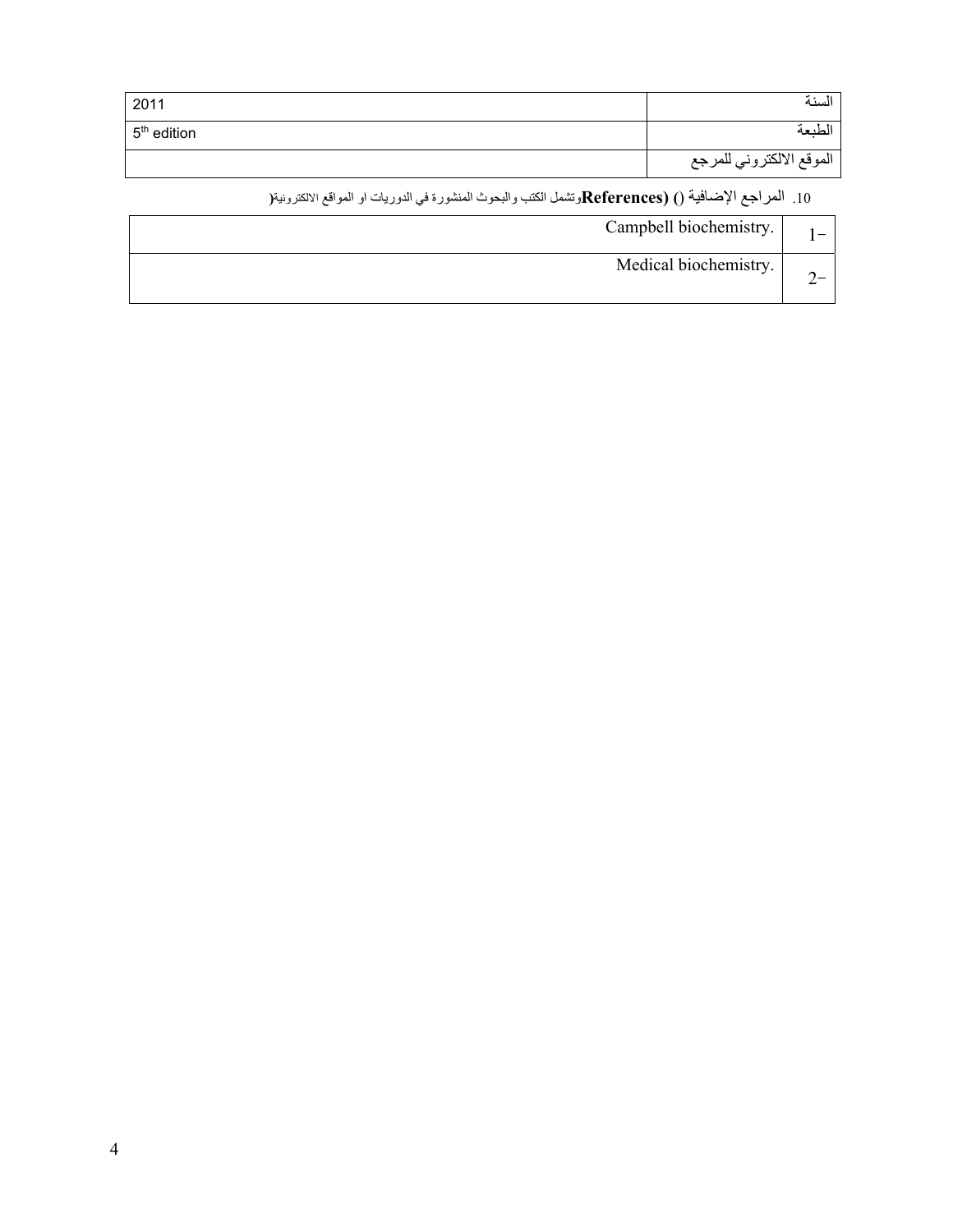| | |
|---|---|
| 2011 | السنة |
| 5th edition | الطبعة |
| | الموقع الالكتروني للمرجع |

10. المراجع الإضافية () (**References**) وتشمل الكتب والبحوث المنشورة في الدوريات او المواقع الالكترونية)

| | |
|---|---|
| Campbell biochemistry. | 1- |
| Medical biochemistry. | 2- |